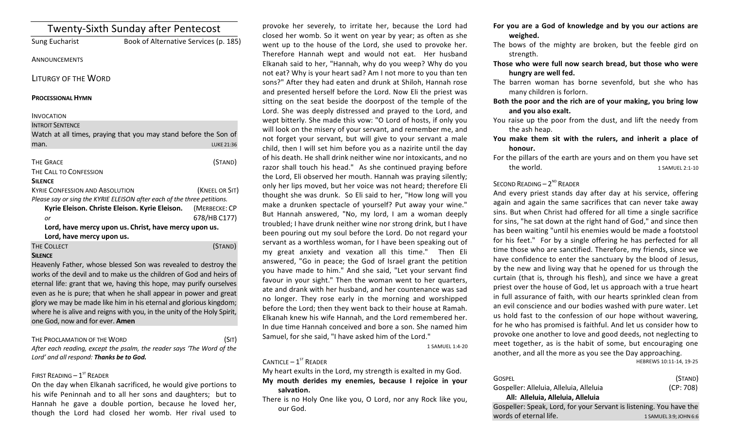# Twenty-Sixth Sunday after Pentecost

Sung Eucharist — Book of Alternative Services (p. 185)

ANNOUNCEMENTS

## LITURGY OF THE WORD

**PROCESSIONAL HYMN**

INVOCATION

INTROIT SENTENCE

Watch at all times, praying that you may stand before the Son of man. LUKE 21:36

THE GRACE (STAND)

THE CALL TO CONFESSION

**SILENCE**

KYRIE CONFESSION AND ABSOLUTION (KNEEL OR SIT)

*Please say or sing the KYRIE ELEISON after each of the three petitions.*

**Kyrie Eleison. Christe Eleison. Kyrie Eleison.** (MERBECKE: CP *or* 678/HB C177)

**Lord, have mercy upon us. Christ, have mercy upon us. Lord, have mercy upon us.**

THE COLLECT (STAND)

**SILENCE**

Heavenly Father, whose blessed Son was revealed to destroy the works of the devil and to make us the children of God and heirs of eternal life: grant that we, having this hope, may purify ourselves even as he is pure; that when he shall appear in power and great glory we may be made like him in his eternal and glorious kingdom; where he is alive and reigns with you, in the unity of the Holy Spirit, one God, now and for ever. **Amen**

THE PROCLAMATION OF THE WORD (SIT)

*After each reading, except the psalm, the reader says 'The Word of the Lord' and all respond: **Thanks be to God.***

FIRST READING – 1ST READER

On the day when Elkanah sacrificed, he would give portions to his wife Peninnah and to all her sons and daughters; but to Hannah he gave a double portion, because he loved her, though the Lord had closed her womb. Her rival used to provoke her severely, to irritate her, because the Lord had closed her womb. So it went on year by year; as often as she went up to the house of the Lord, she used to provoke her. Therefore Hannah wept and would not eat. Her husband Elkanah said to her, "Hannah, why do you weep? Why do you not eat? Why is your heart sad? Am I not more to you than ten sons?" After they had eaten and drunk at Shiloh, Hannah rose and presented herself before the Lord. Now Eli the priest was sitting on the seat beside the doorpost of the temple of the Lord. She was deeply distressed and prayed to the Lord, and wept bitterly. She made this vow: "O Lord of hosts, if only you will look on the misery of your servant, and remember me, and not forget your servant, but will give to your servant a male child, then I will set him before you as a nazirite until the day of his death. He shall drink neither wine nor intoxicants, and no razor shall touch his head." As she continued praying before the Lord, Eli observed her mouth. Hannah was praying silently; only her lips moved, but her voice was not heard; therefore Eli thought she was drunk. So Eli said to her, "How long will you make a drunken spectacle of yourself? Put away your wine." But Hannah answered, "No, my lord, I am a woman deeply troubled; I have drunk neither wine nor strong drink, but I have been pouring out my soul before the Lord. Do not regard your servant as a worthless woman, for I have been speaking out of my great anxiety and vexation all this time." Then Eli answered, "Go in peace; the God of Israel grant the petition you have made to him." And she said, "Let your servant find favour in your sight." Then the woman went to her quarters, ate and drank with her husband, and her countenance was sad no longer. They rose early in the morning and worshipped before the Lord; then they went back to their house at Ramah. Elkanah knew his wife Hannah, and the Lord remembered her. In due time Hannah conceived and bore a son. She named him Samuel, for she said, "I have asked him of the Lord."

1 SAMUEL 1:4-20

CANTICLE – 1ST READER

My heart exults in the Lord, my strength is exalted in my God.

**My mouth derides my enemies, because I rejoice in your salvation.**

There is no Holy One like you, O Lord, nor any Rock like you, our God.

**For you are a God of knowledge and by you our actions are weighed.**

The bows of the mighty are broken, but the feeble gird on strength.

**Those who were full now search bread, but those who were hungry are well fed.**

The barren woman has borne sevenfold, but she who has many children is forlorn.

**Both the poor and the rich are of your making, you bring low and you also exalt.**

You raise up the poor from the dust, and lift the needy from the ash heap.

**You make them sit with the rulers, and inherit a place of honour.**

For the pillars of the earth are yours and on them you have set the world.

1 SAMUEL 2:1-10

SECOND READING – 2ND READER

And every priest stands day after day at his service, offering again and again the same sacrifices that can never take away sins. But when Christ had offered for all time a single sacrifice for sins, "he sat down at the right hand of God," and since then has been waiting "until his enemies would be made a footstool for his feet." For by a single offering he has perfected for all time those who are sanctified. Therefore, my friends, since we have confidence to enter the sanctuary by the blood of Jesus, by the new and living way that he opened for us through the curtain (that is, through his flesh), and since we have a great priest over the house of God, let us approach with a true heart in full assurance of faith, with our hearts sprinkled clean from an evil conscience and our bodies washed with pure water. Let us hold fast to the confession of our hope without wavering, for he who has promised is faithful. And let us consider how to provoke one another to love and good deeds, not neglecting to meet together, as is the habit of some, but encouraging one another, and all the more as you see the Day approaching.

HEBREWS 10:11-14, 19-25

GOSPEL (STAND)

Gospeller: Alleluia, Alleluia, Alleluia (CP: 708)

**All: Alleluia, Alleluia, Alleluia**

Gospeller: Speak, Lord, for your Servant is listening. You have the words of eternal life. 1 SAMUEL 3:9; JOHN 6:6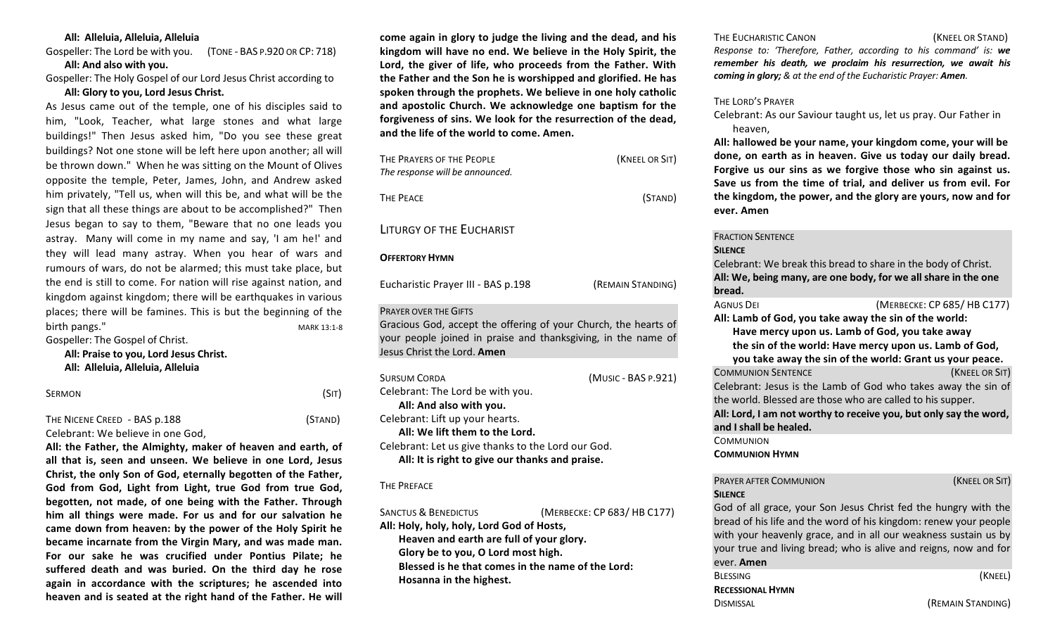**All: Alleluia, Alleluia, Alleluia**

Gospeller: The Lord be with you. (TONE - BAS P.920 OR CP: 718)

**All: And also with you.**

Gospeller: The Holy Gospel of our Lord Jesus Christ according to

**All: Glory to you, Lord Jesus Christ.**

As Jesus came out of the temple, one of his disciples said to him, "Look, Teacher, what large stones and what large buildings!" Then Jesus asked him, "Do you see these great buildings? Not one stone will be left here upon another; all will be thrown down." When he was sitting on the Mount of Olives opposite the temple, Peter, James, John, and Andrew asked him privately, "Tell us, when will this be, and what will be the sign that all these things are about to be accomplished?" Then Jesus began to say to them, "Beware that no one leads you astray. Many will come in my name and say, 'I am he!' and they will lead many astray. When you hear of wars and rumours of wars, do not be alarmed; this must take place, but the end is still to come. For nation will rise against nation, and kingdom against kingdom; there will be earthquakes in various places; there will be famines. This is but the beginning of the birth pangs." MARK 13:1-8

Gospeller: The Gospel of Christ.

**All: Praise to you, Lord Jesus Christ.**

**All: Alleluia, Alleluia, Alleluia**

SERMON (SIT)

THE NICENE CREED - BAS p.188 (STAND)

Celebrant: We believe in one God,

**All: the Father, the Almighty, maker of heaven and earth, of all that is, seen and unseen. We believe in one Lord, Jesus Christ, the only Son of God, eternally begotten of the Father, God from God, Light from Light, true God from true God, begotten, not made, of one being with the Father. Through him all things were made. For us and for our salvation he came down from heaven: by the power of the Holy Spirit he became incarnate from the Virgin Mary, and was made man. For our sake he was crucified under Pontius Pilate; he suffered death and was buried. On the third day he rose again in accordance with the scriptures; he ascended into heaven and is seated at the right hand of the Father. He will come again in glory to judge the living and the dead, and his kingdom will have no end. We believe in the Holy Spirit, the Lord, the giver of life, who proceeds from the Father. With the Father and the Son he is worshipped and glorified. He has spoken through the prophets. We believe in one holy catholic and apostolic Church. We acknowledge one baptism for the forgiveness of sins. We look for the resurrection of the dead, and the life of the world to come. Amen.**

THE PRAYERS OF THE PEOPLE (KNEEL OR SIT)

*The response will be announced.*

THE PEACE (STAND)

## LITURGY OF THE EUCHARIST

**OFFERTORY HYMN**

Eucharistic Prayer III - BAS p.198 (REMAIN STANDING)

PRAYER OVER THE GIFTS

Gracious God, accept the offering of your Church, the hearts of your people joined in praise and thanksgiving, in the name of Jesus Christ the Lord. **Amen**

SURSUM CORDA (MUSIC - BAS P.921)

Celebrant: The Lord be with you.

**All: And also with you.**

Celebrant: Lift up your hearts.

**All: We lift them to the Lord.**

Celebrant: Let us give thanks to the Lord our God.

**All: It is right to give our thanks and praise.**

THE PREFACE

SANCTUS & BENEDICTUS (MERBECKE: CP 683/ HB C177)

**All: Holy, holy, holy, Lord God of Hosts,**
**Heaven and earth are full of your glory.**
**Glory be to you, O Lord most high.**
**Blessed is he that comes in the name of the Lord:**
**Hosanna in the highest.**

THE EUCHARISTIC CANON (KNEEL OR STAND)

*Response to: 'Therefore, Father, according to his command' is:* ***we remember his death, we proclaim his resurrection, we await his coming in glory;*** *& at the end of the Eucharistic Prayer:* ***Amen****.*

THE LORD'S PRAYER

Celebrant: As our Saviour taught us, let us pray. Our Father in heaven,

**All: hallowed be your name, your kingdom come, your will be done, on earth as in heaven. Give us today our daily bread. Forgive us our sins as we forgive those who sin against us. Save us from the time of trial, and deliver us from evil. For the kingdom, the power, and the glory are yours, now and for ever. Amen**

FRACTION SENTENCE

**SILENCE**

Celebrant: We break this bread to share in the body of Christ.

**All: We, being many, are one body, for we all share in the one bread.**

AGNUS DEI (MERBECKE: CP 685/ HB C177)

**All: Lamb of God, you take away the sin of the world:**
**Have mercy upon us. Lamb of God, you take away the sin of the world: Have mercy upon us. Lamb of God, you take away the sin of the world: Grant us your peace.**

COMMUNION SENTENCE (KNEEL OR SIT)

Celebrant: Jesus is the Lamb of God who takes away the sin of the world. Blessed are those who are called to his supper.

**All: Lord, I am not worthy to receive you, but only say the word, and I shall be healed.**

COMMUNION

**COMMUNION HYMN**

PRAYER AFTER COMMUNION (KNEEL OR SIT)

**SILENCE**

God of all grace, your Son Jesus Christ fed the hungry with the bread of his life and the word of his kingdom: renew your people with your heavenly grace, and in all our weakness sustain us by your true and living bread; who is alive and reigns, now and for ever. **Amen**

BLESSING (KNEEL)

**RECESSIONAL HYMN**

DISMISSAL (REMAIN STANDING)